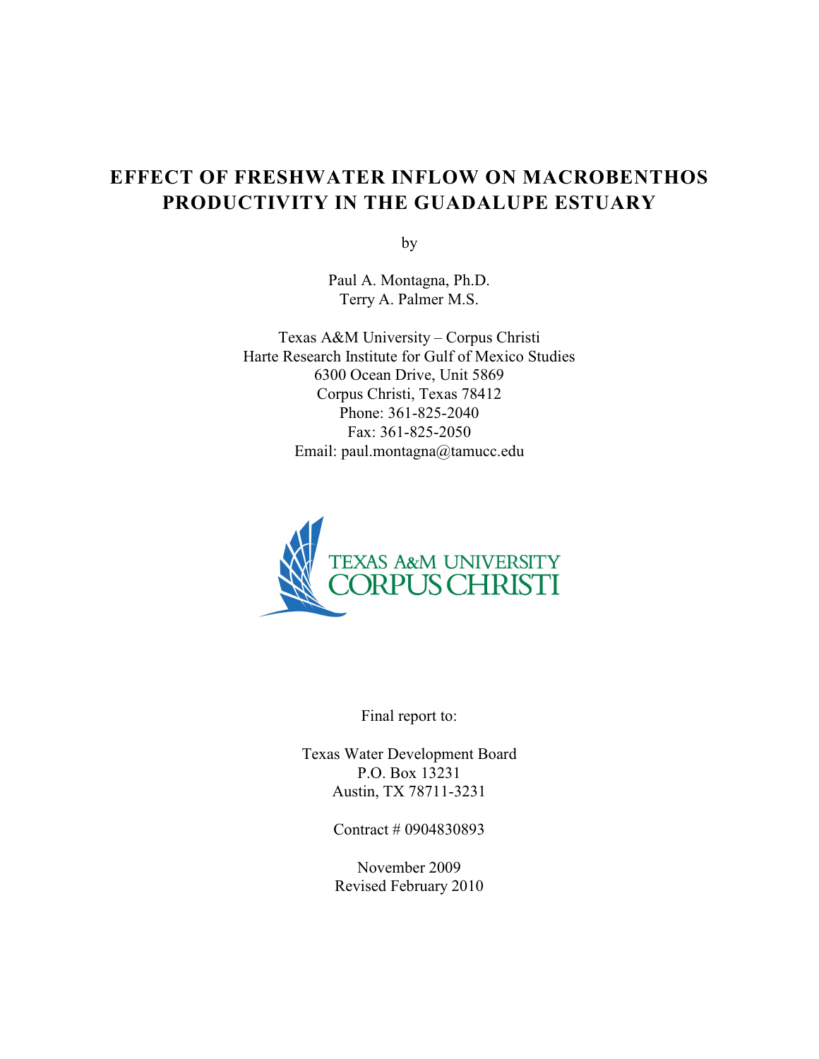# EFFECT OF FRESHWATER INFLOW ON MACROBENTHOS PRODUCTIVITY IN THE GUADALUPE ESTUARY

by

Paul A. Montagna, Ph.D.
Terry A. Palmer M.S.

Texas A&M University – Corpus Christi
Harte Research Institute for Gulf of Mexico Studies
6300 Ocean Drive, Unit 5869
Corpus Christi, Texas 78412
Phone: 361-825-2040
Fax: 361-825-2050
Email: paul.montagna@tamucc.edu

TEXAS A&M UNIVERSITY
CORPUS CHRISTI

Final report to:

Texas Water Development Board
P.O. Box 13231
Austin, TX 78711-3231

Contract # 0904830893

November 2009
Revised February 2010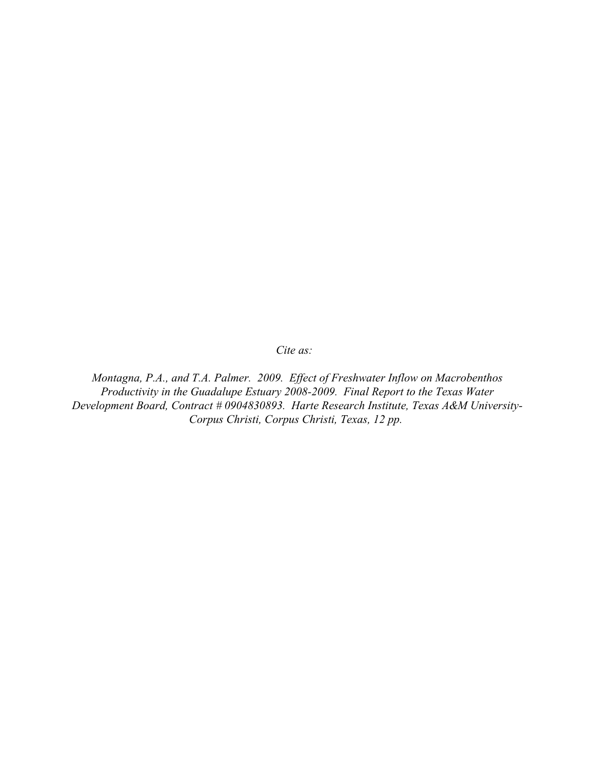*Cite as:*

*Montagna, P.A., and T.A. Palmer. 2009. Effect of Freshwater Inflow on Macrobenthos Productivity in the Guadalupe Estuary 2008-2009. Final Report to the Texas Water Development Board, Contract # 0904830893. Harte Research Institute, Texas A&M University-Corpus Christi, Corpus Christi, Texas, 12 pp.*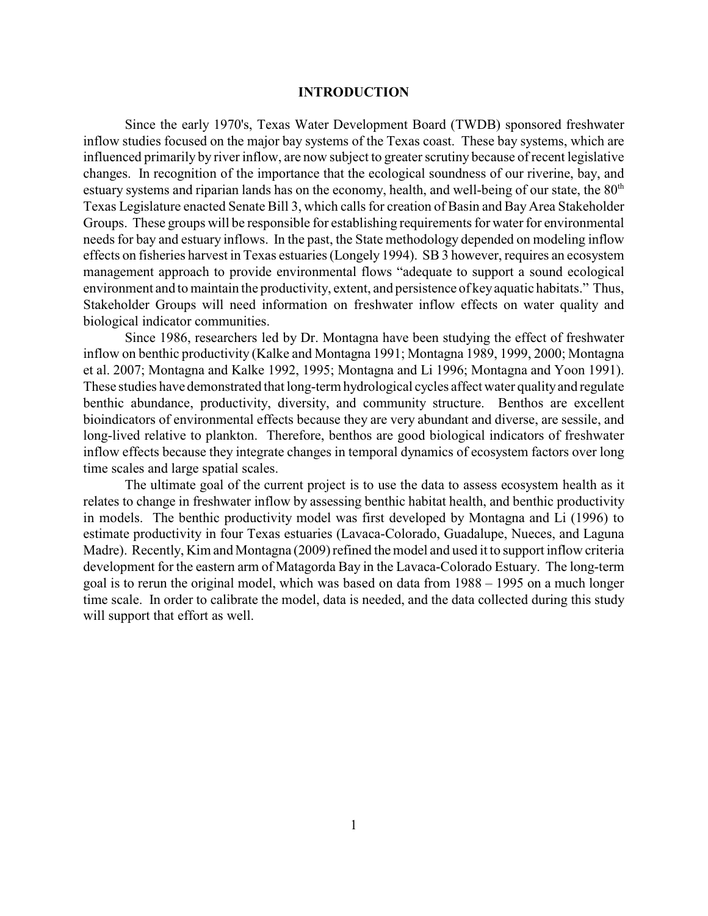# INTRODUCTION

Since the early 1970's, Texas Water Development Board (TWDB) sponsored freshwater inflow studies focused on the major bay systems of the Texas coast. These bay systems, which are influenced primarily by river inflow, are now subject to greater scrutiny because of recent legislative changes. In recognition of the importance that the ecological soundness of our riverine, bay, and estuary systems and riparian lands has on the economy, health, and well-being of our state, the 80th Texas Legislature enacted Senate Bill 3, which calls for creation of Basin and Bay Area Stakeholder Groups. These groups will be responsible for establishing requirements for water for environmental needs for bay and estuary inflows. In the past, the State methodology depended on modeling inflow effects on fisheries harvest in Texas estuaries (Longely 1994). SB 3 however, requires an ecosystem management approach to provide environmental flows "adequate to support a sound ecological environment and to maintain the productivity, extent, and persistence of key aquatic habitats." Thus, Stakeholder Groups will need information on freshwater inflow effects on water quality and biological indicator communities.

Since 1986, researchers led by Dr. Montagna have been studying the effect of freshwater inflow on benthic productivity (Kalke and Montagna 1991; Montagna 1989, 1999, 2000; Montagna et al. 2007; Montagna and Kalke 1992, 1995; Montagna and Li 1996; Montagna and Yoon 1991). These studies have demonstrated that long-term hydrological cycles affect water quality and regulate benthic abundance, productivity, diversity, and community structure. Benthos are excellent bioindicators of environmental effects because they are very abundant and diverse, are sessile, and long-lived relative to plankton. Therefore, benthos are good biological indicators of freshwater inflow effects because they integrate changes in temporal dynamics of ecosystem factors over long time scales and large spatial scales.

The ultimate goal of the current project is to use the data to assess ecosystem health as it relates to change in freshwater inflow by assessing benthic habitat health, and benthic productivity in models. The benthic productivity model was first developed by Montagna and Li (1996) to estimate productivity in four Texas estuaries (Lavaca-Colorado, Guadalupe, Nueces, and Laguna Madre). Recently, Kim and Montagna (2009) refined the model and used it to support inflow criteria development for the eastern arm of Matagorda Bay in the Lavaca-Colorado Estuary. The long-term goal is to rerun the original model, which was based on data from 1988 – 1995 on a much longer time scale. In order to calibrate the model, data is needed, and the data collected during this study will support that effort as well.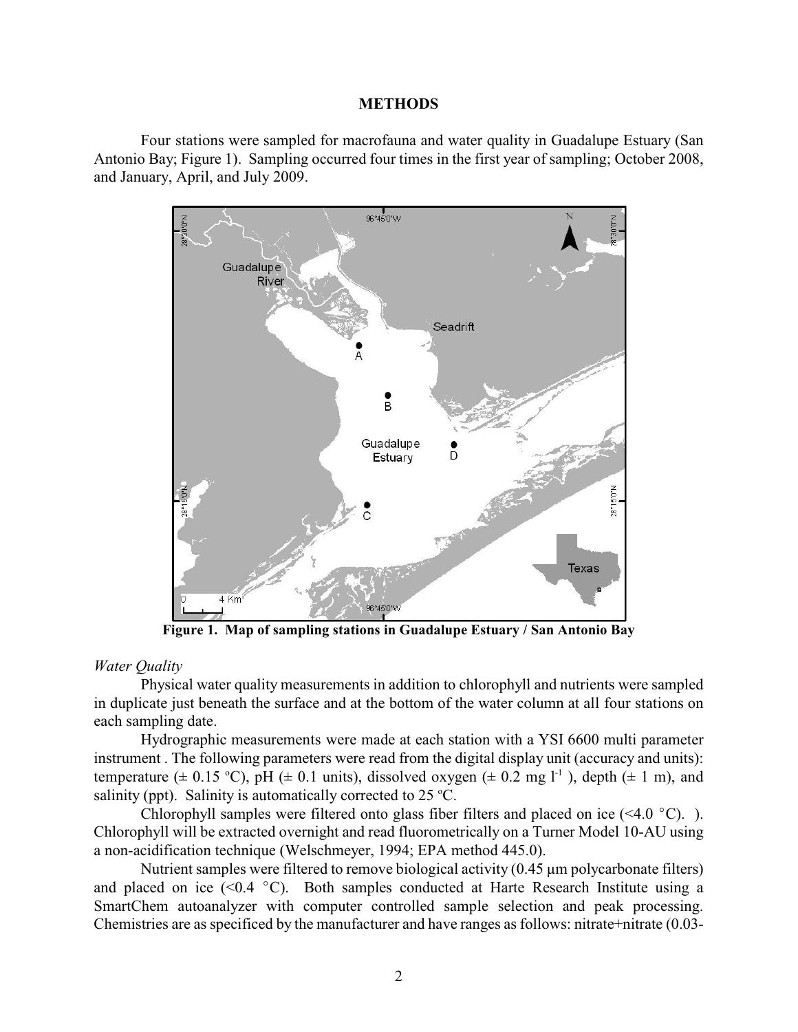## METHODS

Four stations were sampled for macrofauna and water quality in Guadalupe Estuary (San Antonio Bay; Figure 1). Sampling occurred four times in the first year of sampling; October 2008, and January, April, and July 2009.

96°45'0"W

28°30'0"N

N

Guadalupe River

Seadrift

A

B

Guadalupe Estuary

D

C

28°15'0"N

Texas

0 4 Km

**Figure 1. Map of sampling stations in Guadalupe Estuary / San Antonio Bay**

*Water Quality*

Physical water quality measurements in addition to chlorophyll and nutrients were sampled in duplicate just beneath the surface and at the bottom of the water column at all four stations on each sampling date.

Hydrographic measurements were made at each station with a YSI 6600 multi parameter instrument . The following parameters were read from the digital display unit (accuracy and units): temperature (± 0.15 ºC), pH (± 0.1 units), dissolved oxygen (± 0.2 mg $l^{-1}$ ), depth (± 1 m), and salinity (ppt). Salinity is automatically corrected to 25 ºC.

Chlorophyll samples were filtered onto glass fiber filters and placed on ice (<4.0 °C). ). Chlorophyll will be extracted overnight and read fluorometrically on a Turner Model 10-AU using a non-acidification technique (Welschmeyer, 1994; EPA method 445.0).

Nutrient samples were filtered to remove biological activity (0.45 µm polycarbonate filters) and placed on ice (<0.4 °C). Both samples conducted at Harte Research Institute using a SmartChem autoanalyzer with computer controlled sample selection and peak processing. Chemistries are as specificed by the manufacturer and have ranges as follows: nitrate+nitrate (0.03-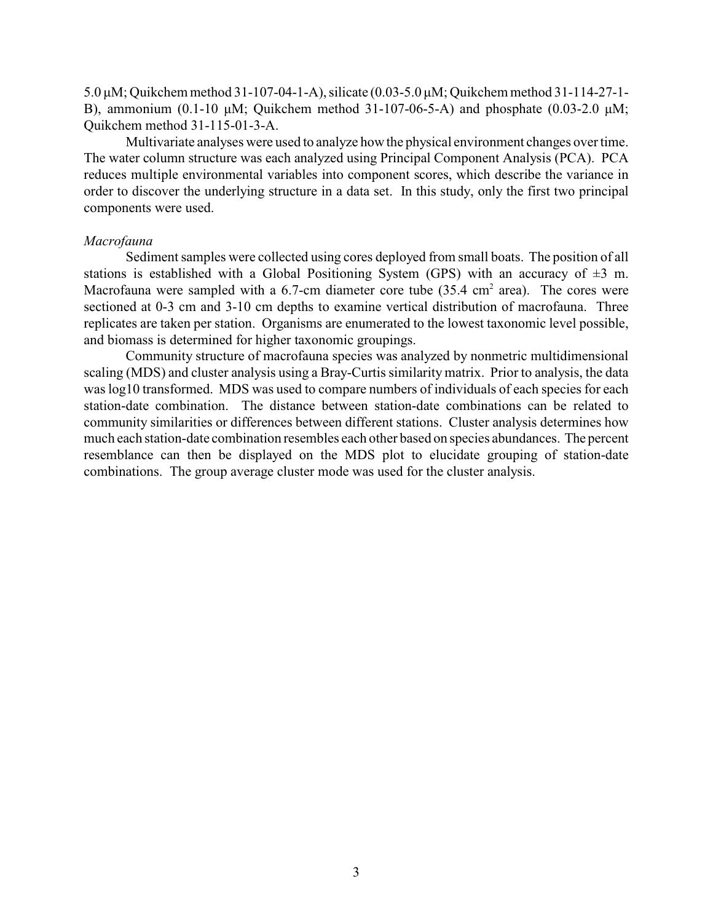5.0 μM; Quikchem method 31-107-04-1-A), silicate (0.03-5.0 μM; Quikchem method 31-114-27-1-B), ammonium (0.1-10 μM; Quikchem method 31-107-06-5-A) and phosphate (0.03-2.0 μM; Quikchem method 31-115-01-3-A.

Multivariate analyses were used to analyze how the physical environment changes over time. The water column structure was each analyzed using Principal Component Analysis (PCA). PCA reduces multiple environmental variables into component scores, which describe the variance in order to discover the underlying structure in a data set. In this study, only the first two principal components were used.

*Macrofauna*

Sediment samples were collected using cores deployed from small boats. The position of all stations is established with a Global Positioning System (GPS) with an accuracy of ±3 m. Macrofauna were sampled with a 6.7-cm diameter core tube (35.4 $cm^2$ area). The cores were sectioned at 0-3 cm and 3-10 cm depths to examine vertical distribution of macrofauna. Three replicates are taken per station. Organisms are enumerated to the lowest taxonomic level possible, and biomass is determined for higher taxonomic groupings.

Community structure of macrofauna species was analyzed by nonmetric multidimensional scaling (MDS) and cluster analysis using a Bray-Curtis similarity matrix. Prior to analysis, the data was log10 transformed. MDS was used to compare numbers of individuals of each species for each station-date combination. The distance between station-date combinations can be related to community similarities or differences between different stations. Cluster analysis determines how much each station-date combination resembles each other based on species abundances. The percent resemblance can then be displayed on the MDS plot to elucidate grouping of station-date combinations. The group average cluster mode was used for the cluster analysis.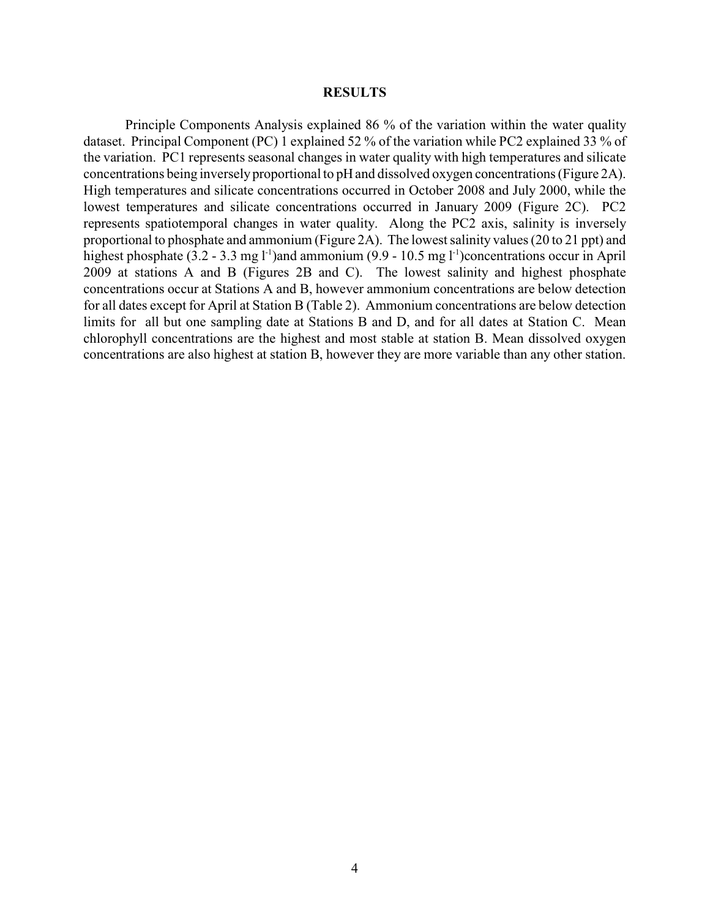## RESULTS

Principle Components Analysis explained 86 % of the variation within the water quality dataset. Principal Component (PC) 1 explained 52 % of the variation while PC2 explained 33 % of the variation. PC1 represents seasonal changes in water quality with high temperatures and silicate concentrations being inversely proportional to pH and dissolved oxygen concentrations (Figure 2A). High temperatures and silicate concentrations occurred in October 2008 and July 2000, while the lowest temperatures and silicate concentrations occurred in January 2009 (Figure 2C). PC2 represents spatiotemporal changes in water quality. Along the PC2 axis, salinity is inversely proportional to phosphate and ammonium (Figure 2A). The lowest salinity values (20 to 21 ppt) and highest phosphate (3.2 - 3.3 mg $l^{-1}$)and ammonium (9.9 - 10.5 mg $l^{-1}$)concentrations occur in April 2009 at stations A and B (Figures 2B and C). The lowest salinity and highest phosphate concentrations occur at Stations A and B, however ammonium concentrations are below detection for all dates except for April at Station B (Table 2). Ammonium concentrations are below detection limits for all but one sampling date at Stations B and D, and for all dates at Station C. Mean chlorophyll concentrations are the highest and most stable at station B. Mean dissolved oxygen concentrations are also highest at station B, however they are more variable than any other station.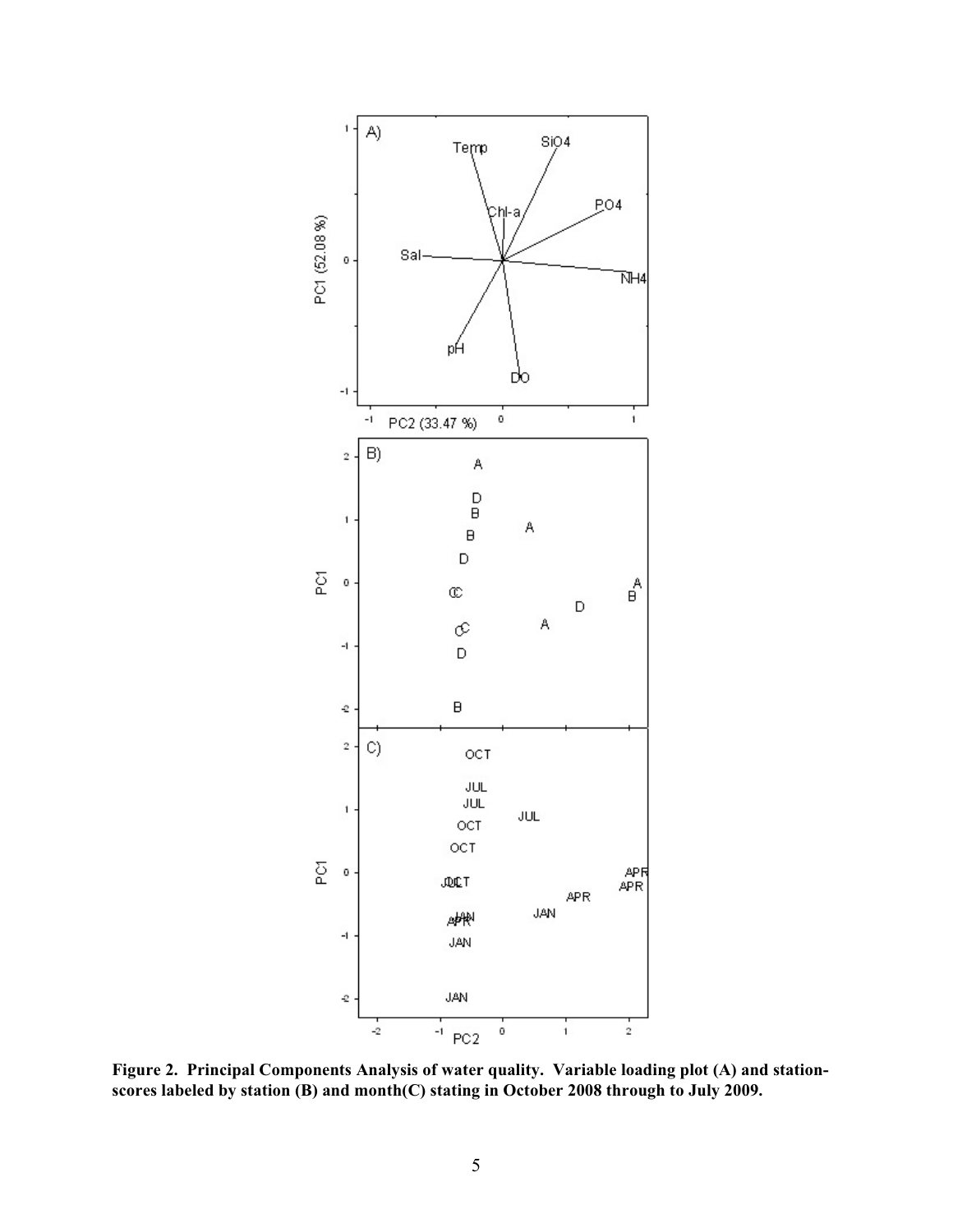A)

Temp

SiO4

Chl-a

PO4

Sal

NH4

pH

DO

PC1 (52.08 %)

PC2 (33.47 %)

1

0

-1

-1

0

1

B)

PC1

A D B B D C C C C D B A A D A B

2

1

0

-1

-2

C)

PC1

OCT JUL JUL OCT OCT JUL OCT JUL JAN APR JAN JAN JUL APR JAN APR APR

2

1

0

-1

-2

-2

-1

0

1

2

PC2

**Figure 2. Principal Components Analysis of water quality. Variable loading plot (A) and station-scores labeled by station (B) and month(C) stating in October 2008 through to July 2009.**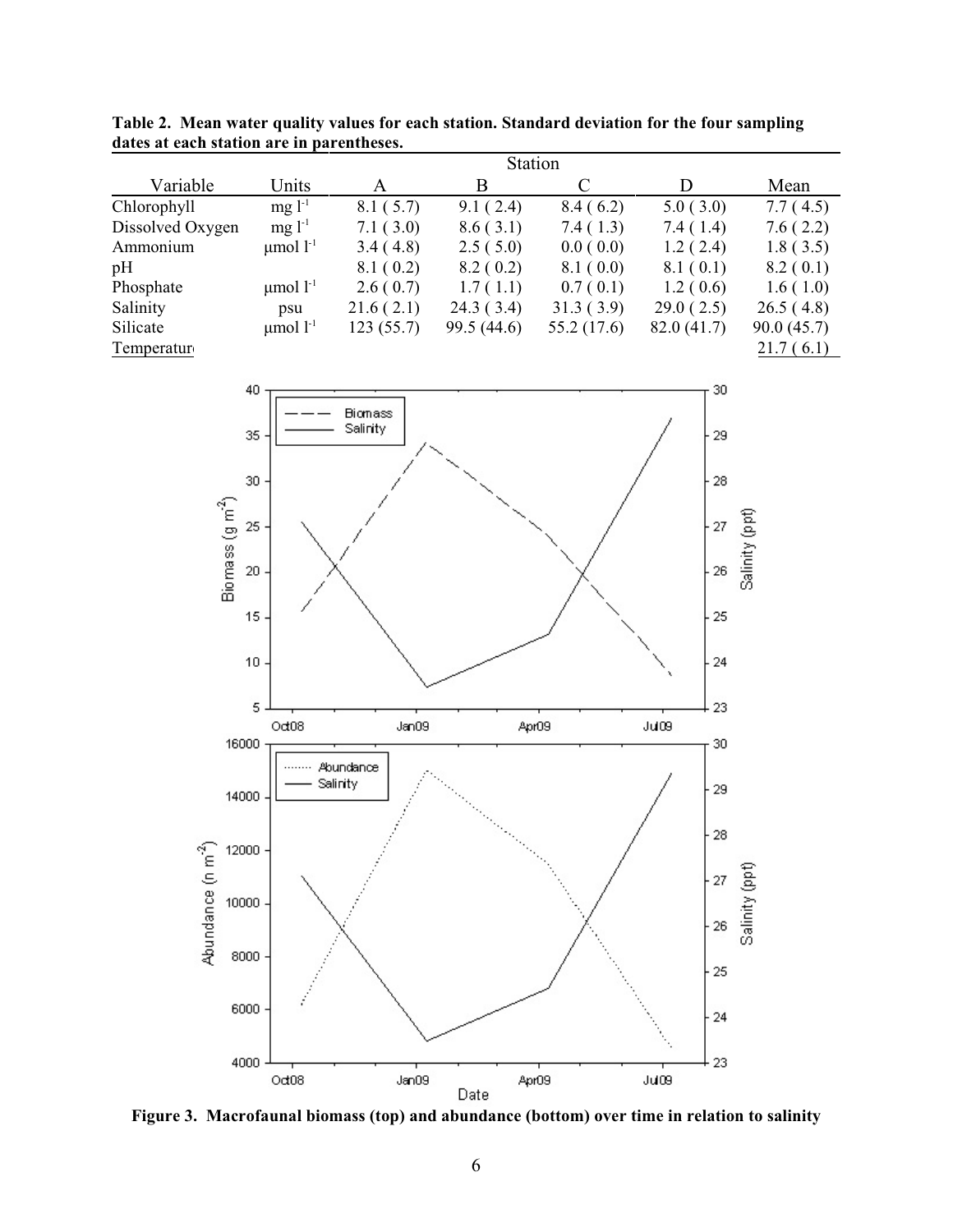**Table 2. Mean water quality values for each station. Standard deviation for the four sampling dates at each station are in parentheses.**

| Variable | Units | Station A | B | C | D | Mean |
|---|---|---|---|---|---|---|
| Chlorophyll | mg $l^{-1}$ | 8.1 ( 5.7) | 9.1 ( 2.4) | 8.4 ( 6.2) | 5.0 ( 3.0) | 7.7 ( 4.5) |
| Dissolved Oxygen | mg $l^{-1}$ | 7.1 ( 3.0) | 8.6 ( 3.1) | 7.4 ( 1.3) | 7.4 ( 1.4) | 7.6 ( 2.2) |
| Ammonium | µmol $l^{-1}$ | 3.4 ( 4.8) | 2.5 ( 5.0) | 0.0 ( 0.0) | 1.2 ( 2.4) | 1.8 ( 3.5) |
| pH | | 8.1 ( 0.2) | 8.2 ( 0.2) | 8.1 ( 0.0) | 8.1 ( 0.1) | 8.2 ( 0.1) |
| Phosphate | µmol $l^{-1}$ | 2.6 ( 0.7) | 1.7 ( 1.1) | 0.7 ( 0.1) | 1.2 ( 0.6) | 1.6 ( 1.0) |
| Salinity | psu | 21.6 ( 2.1) | 24.3 ( 3.4) | 31.3 ( 3.9) | 29.0 ( 2.5) | 26.5 ( 4.8) |
| Silicate | µmol $l^{-1}$ | 123 (55.7) | 99.5 (44.6) | 55.2 (17.6) | 82.0 (41.7) | 90.0 (45.7) |
| Temperatur | | | | | | 21.7 ( 6.1) |

Biomass
Salinity
Biomass (g m$^{-2}$)
Salinity (ppt)
40 35 30 25 20 15 10 5
30 29 28 27 26 25 24 23
Oct08 Jan09 Apr09 Jul09

Abundance
Salinity
Abundance (n m$^{-2}$)
Salinity (ppt)
16000 14000 12000 10000 8000 6000 4000
30 29 28 27 26 25 24 23
Oct08 Jan09 Apr09 Jul09
Date

**Figure 3. Macrofaunal biomass (top) and abundance (bottom) over time in relation to salinity**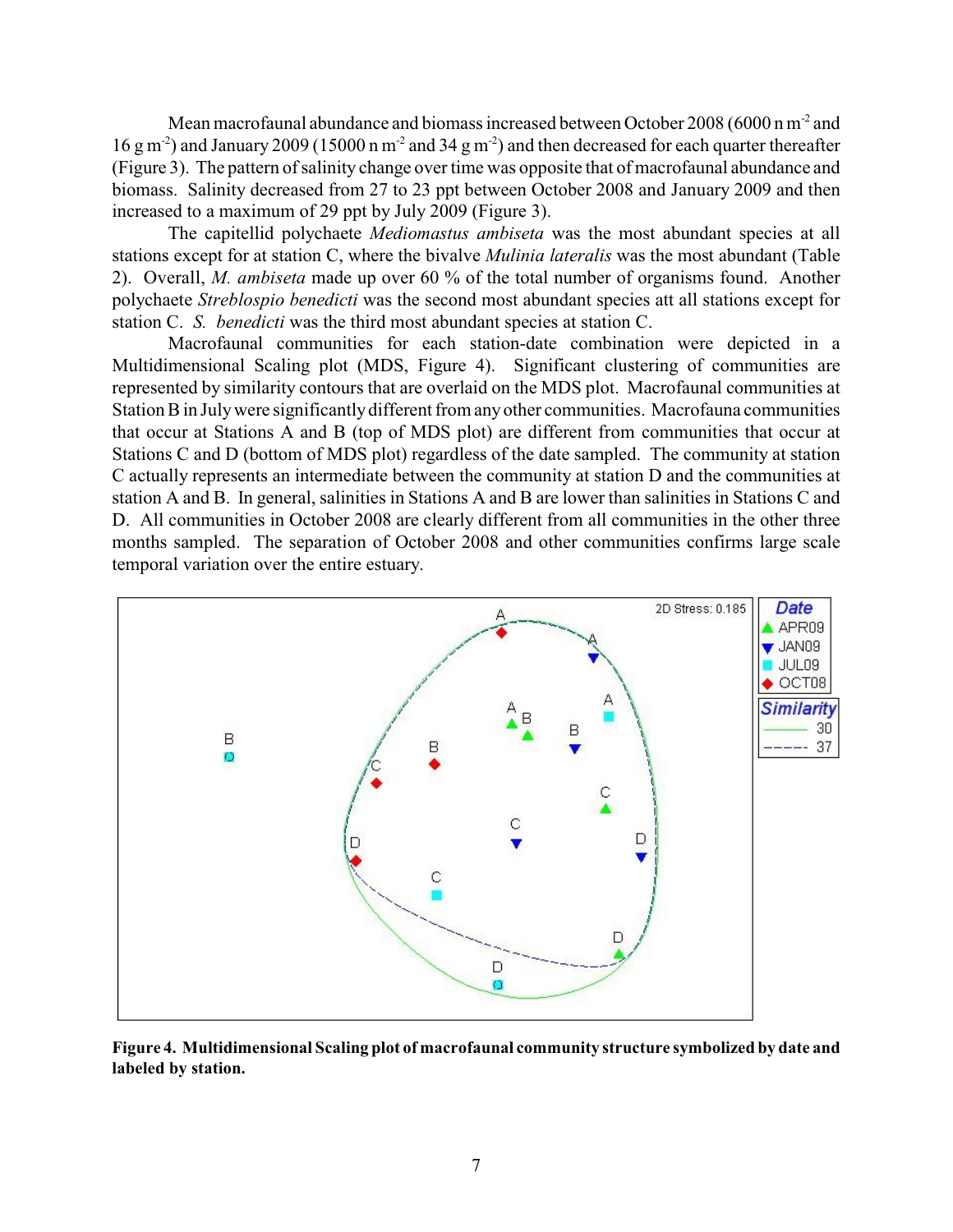Mean macrofaunal abundance and biomass increased between October 2008 (6000 n $m^{-2}$ and 16 g $m^{-2}$) and January 2009 (15000 n $m^{-2}$ and 34 g $m^{-2}$) and then decreased for each quarter thereafter (Figure 3). The pattern of salinity change over time was opposite that of macrofaunal abundance and biomass. Salinity decreased from 27 to 23 ppt between October 2008 and January 2009 and then increased to a maximum of 29 ppt by July 2009 (Figure 3).

The capitellid polychaete *Mediomastus ambiseta* was the most abundant species at all stations except for at station C, where the bivalve *Mulinia lateralis* was the most abundant (Table 2). Overall, *M. ambiseta* made up over 60 % of the total number of organisms found. Another polychaete *Streblospio benedicti* was the second most abundant species att all stations except for station C. *S. benedicti* was the third most abundant species at station C.

Macrofaunal communities for each station-date combination were depicted in a Multidimensional Scaling plot (MDS, Figure 4). Significant clustering of communities are represented by similarity contours that are overlaid on the MDS plot. Macrofaunal communities at Station B in July were significantly different from any other communities. Macrofauna communities that occur at Stations A and B (top of MDS plot) are different from communities that occur at Stations C and D (bottom of MDS plot) regardless of the date sampled. The community at station C actually represents an intermediate between the community at station D and the communities at station A and B. In general, salinities in Stations A and B are lower than salinities in Stations C and D. All communities in October 2008 are clearly different from all communities in the other three months sampled. The separation of October 2008 and other communities confirms large scale temporal variation over the entire estuary.

2D Stress: 0.185

Date
APR09
JAN09
JUL09
OCT08

Similarity
30
37

A
A
A
A
B
B
B
B
C
C
C
C
D
D
D
D

**Figure 4. Multidimensional Scaling plot of macrofaunal community structure symbolized by date and labeled by station.**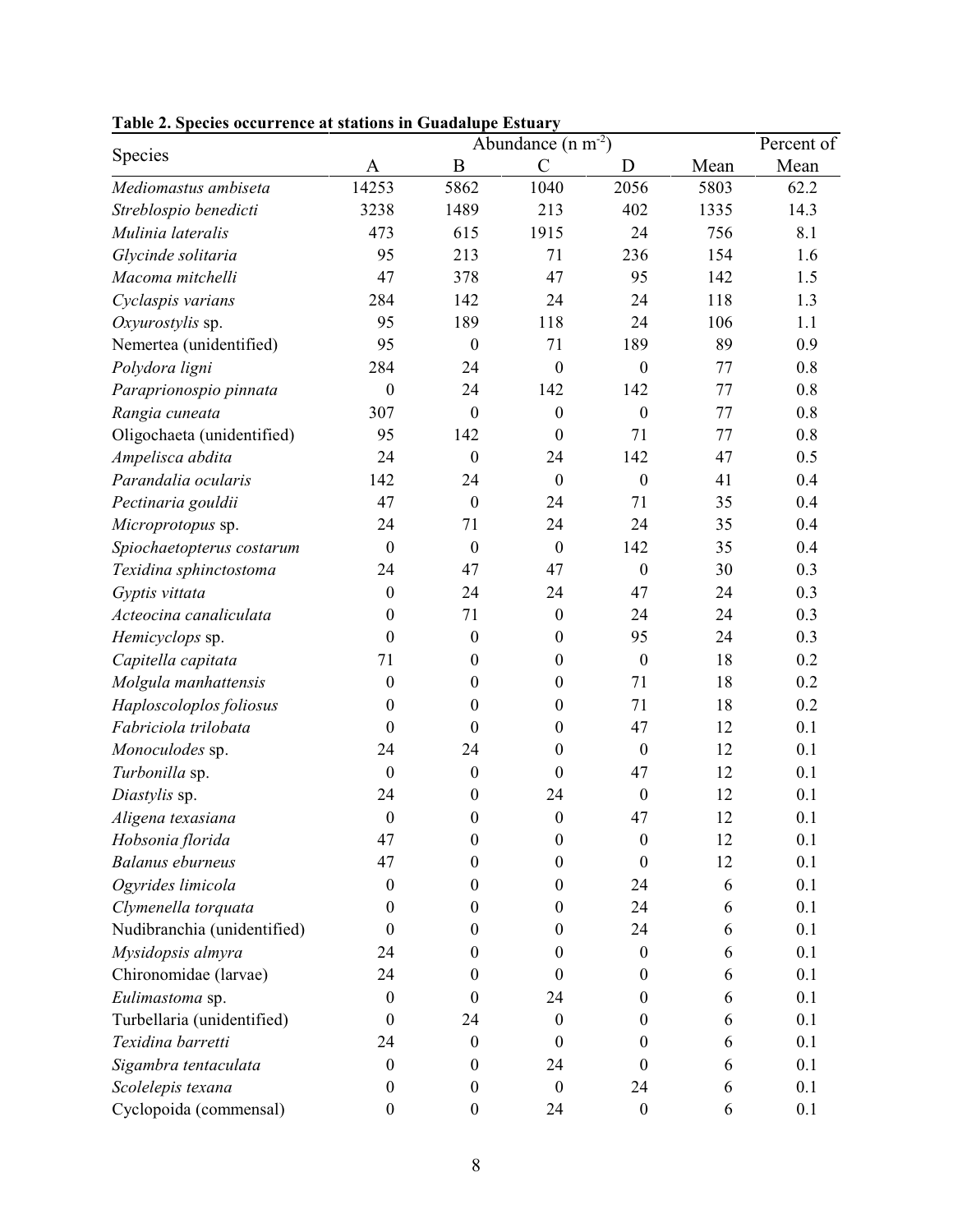**Table 2. Species occurrence at stations in Guadalupe Estuary**

| Species | Abundance (n $m^{-2}$) | | | | | Percent of |
|---|---|---|---|---|---|---|
| | A | B | C | D | Mean | Mean |
| *Mediomastus ambiseta* | 14253 | 5862 | 1040 | 2056 | 5803 | 62.2 |
| *Streblospio benedicti* | 3238 | 1489 | 213 | 402 | 1335 | 14.3 |
| *Mulinia lateralis* | 473 | 615 | 1915 | 24 | 756 | 8.1 |
| *Glycinde solitaria* | 95 | 213 | 71 | 236 | 154 | 1.6 |
| *Macoma mitchelli* | 47 | 378 | 47 | 95 | 142 | 1.5 |
| *Cyclaspis varians* | 284 | 142 | 24 | 24 | 118 | 1.3 |
| *Oxyurostylis* sp. | 95 | 189 | 118 | 24 | 106 | 1.1 |
| Nemertea (unidentified) | 95 | 0 | 71 | 189 | 89 | 0.9 |
| *Polydora ligni* | 284 | 24 | 0 | 0 | 77 | 0.8 |
| *Paraprionospio pinnata* | 0 | 24 | 142 | 142 | 77 | 0.8 |
| *Rangia cuneata* | 307 | 0 | 0 | 0 | 77 | 0.8 |
| Oligochaeta (unidentified) | 95 | 142 | 0 | 71 | 77 | 0.8 |
| *Ampelisca abdita* | 24 | 0 | 24 | 142 | 47 | 0.5 |
| *Parandalia ocularis* | 142 | 24 | 0 | 0 | 41 | 0.4 |
| *Pectinaria gouldii* | 47 | 0 | 24 | 71 | 35 | 0.4 |
| *Microprotopus* sp. | 24 | 71 | 24 | 24 | 35 | 0.4 |
| *Spiochaetopterus costarum* | 0 | 0 | 0 | 142 | 35 | 0.4 |
| *Texidina sphinctostoma* | 24 | 47 | 47 | 0 | 30 | 0.3 |
| *Gyptis vittata* | 0 | 24 | 24 | 47 | 24 | 0.3 |
| *Acteocina canaliculata* | 0 | 71 | 0 | 24 | 24 | 0.3 |
| *Hemicyclops* sp. | 0 | 0 | 0 | 95 | 24 | 0.3 |
| *Capitella capitata* | 71 | 0 | 0 | 0 | 18 | 0.2 |
| *Molgula manhattensis* | 0 | 0 | 0 | 71 | 18 | 0.2 |
| *Haploscoloplos foliosus* | 0 | 0 | 0 | 71 | 18 | 0.2 |
| *Fabriciola trilobata* | 0 | 0 | 0 | 47 | 12 | 0.1 |
| *Monoculodes* sp. | 24 | 24 | 0 | 0 | 12 | 0.1 |
| *Turbonilla* sp. | 0 | 0 | 0 | 47 | 12 | 0.1 |
| *Diastylis* sp. | 24 | 0 | 24 | 0 | 12 | 0.1 |
| *Aligena texasiana* | 0 | 0 | 0 | 47 | 12 | 0.1 |
| *Hobsonia florida* | 47 | 0 | 0 | 0 | 12 | 0.1 |
| *Balanus eburneus* | 47 | 0 | 0 | 0 | 12 | 0.1 |
| *Ogyrides limicola* | 0 | 0 | 0 | 24 | 6 | 0.1 |
| *Clymenella torquata* | 0 | 0 | 0 | 24 | 6 | 0.1 |
| Nudibranchia (unidentified) | 0 | 0 | 0 | 24 | 6 | 0.1 |
| *Mysidopsis almyra* | 24 | 0 | 0 | 0 | 6 | 0.1 |
| Chironomidae (larvae) | 24 | 0 | 0 | 0 | 6 | 0.1 |
| *Eulimastoma* sp. | 0 | 0 | 24 | 0 | 6 | 0.1 |
| Turbellaria (unidentified) | 0 | 24 | 0 | 0 | 6 | 0.1 |
| *Texidina barretti* | 24 | 0 | 0 | 0 | 6 | 0.1 |
| *Sigambra tentaculata* | 0 | 0 | 24 | 0 | 6 | 0.1 |
| *Scolelepis texana* | 0 | 0 | 0 | 24 | 6 | 0.1 |
| Cyclopoida (commensal) | 0 | 0 | 24 | 0 | 6 | 0.1 |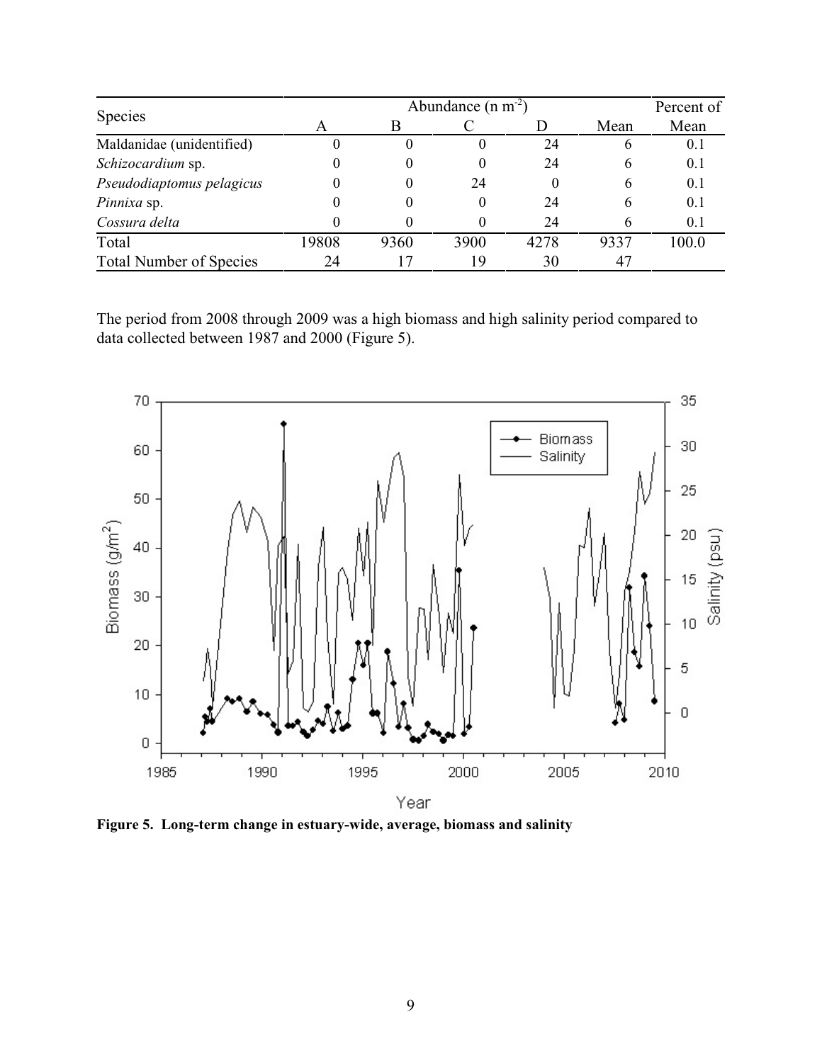| Species | Abundance ($n\ m^{-2}$) | | | | | Percent of |
|---|---|---|---|---|---|---|
| | A | B | C | D | Mean | Mean |
| Maldanidae (unidentified) | 0 | 0 | 0 | 24 | 6 | 0.1 |
| *Schizocardium* sp. | 0 | 0 | 0 | 24 | 6 | 0.1 |
| *Pseudodiaptomus pelagicus* | 0 | 0 | 24 | 0 | 6 | 0.1 |
| *Pinnixa* sp. | 0 | 0 | 0 | 24 | 6 | 0.1 |
| *Cossura delta* | 0 | 0 | 0 | 24 | 6 | 0.1 |
| Total | 19808 | 9360 | 3900 | 4278 | 9337 | 100.0 |
| Total Number of Species | 24 | 17 | 19 | 30 | 47 | |

The period from 2008 through 2009 was a high biomass and high salinity period compared to data collected between 1987 and 2000 (Figure 5).

Biomass
Salinity

Biomass ($g/m^2$)
0
10
20
30
40
50
60
70

Salinity (psu)
0
5
10
15
20
25
30
35

Year
1985
1990
1995
2000
2005
2010

**Figure 5. Long-term change in estuary-wide, average, biomass and salinity**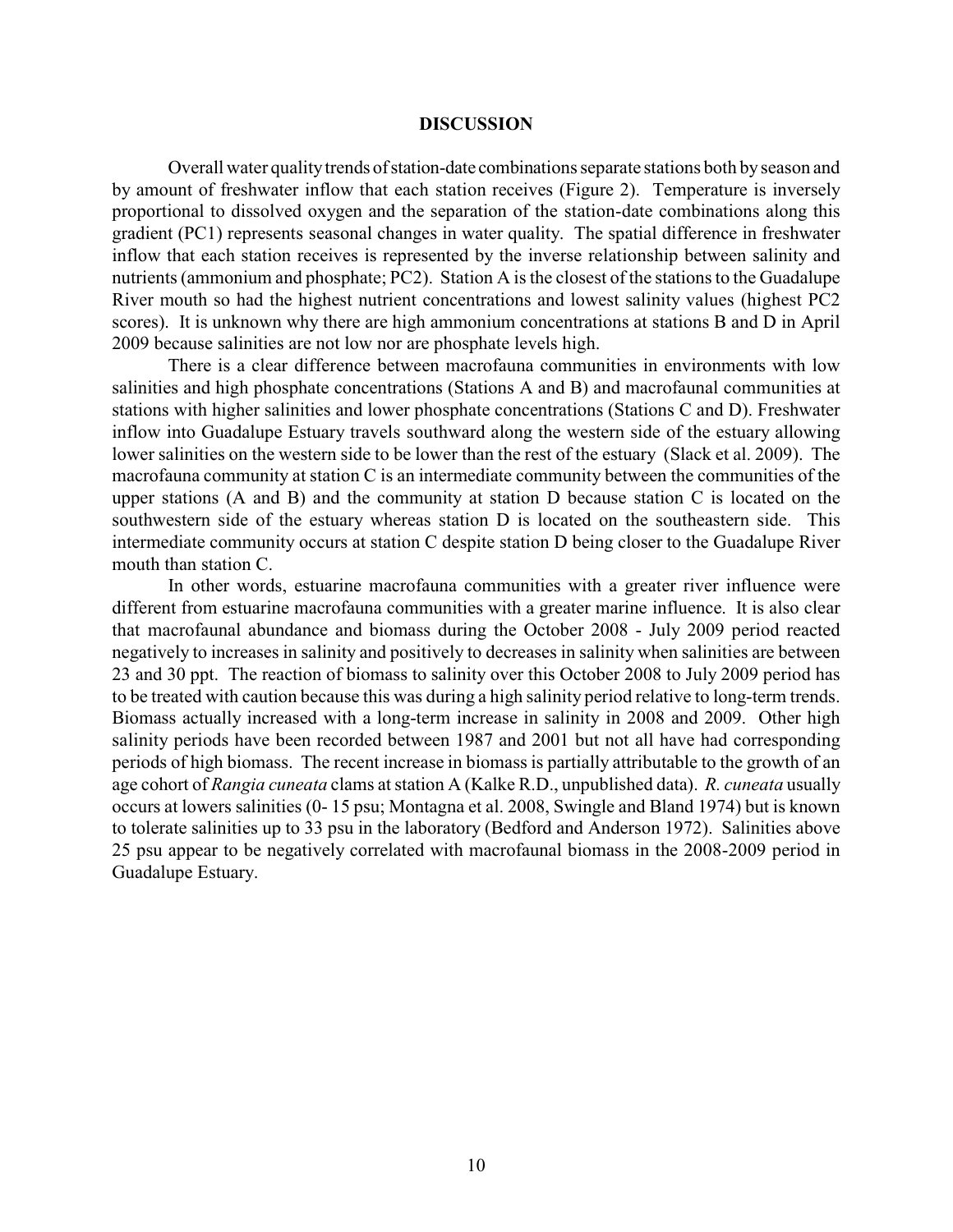## DISCUSSION

Overall water quality trends of station-date combinations separate stations both by season and by amount of freshwater inflow that each station receives (Figure 2). Temperature is inversely proportional to dissolved oxygen and the separation of the station-date combinations along this gradient (PC1) represents seasonal changes in water quality. The spatial difference in freshwater inflow that each station receives is represented by the inverse relationship between salinity and nutrients (ammonium and phosphate; PC2). Station A is the closest of the stations to the Guadalupe River mouth so had the highest nutrient concentrations and lowest salinity values (highest PC2 scores). It is unknown why there are high ammonium concentrations at stations B and D in April 2009 because salinities are not low nor are phosphate levels high.

There is a clear difference between macrofauna communities in environments with low salinities and high phosphate concentrations (Stations A and B) and macrofaunal communities at stations with higher salinities and lower phosphate concentrations (Stations C and D). Freshwater inflow into Guadalupe Estuary travels southward along the western side of the estuary allowing lower salinities on the western side to be lower than the rest of the estuary (Slack et al. 2009). The macrofauna community at station C is an intermediate community between the communities of the upper stations (A and B) and the community at station D because station C is located on the southwestern side of the estuary whereas station D is located on the southeastern side. This intermediate community occurs at station C despite station D being closer to the Guadalupe River mouth than station C.

In other words, estuarine macrofauna communities with a greater river influence were different from estuarine macrofauna communities with a greater marine influence. It is also clear that macrofaunal abundance and biomass during the October 2008 - July 2009 period reacted negatively to increases in salinity and positively to decreases in salinity when salinities are between 23 and 30 ppt. The reaction of biomass to salinity over this October 2008 to July 2009 period has to be treated with caution because this was during a high salinity period relative to long-term trends. Biomass actually increased with a long-term increase in salinity in 2008 and 2009. Other high salinity periods have been recorded between 1987 and 2001 but not all have had corresponding periods of high biomass. The recent increase in biomass is partially attributable to the growth of an age cohort of *Rangia cuneata* clams at station A (Kalke R.D., unpublished data). *R. cuneata* usually occurs at lowers salinities (0- 15 psu; Montagna et al. 2008, Swingle and Bland 1974) but is known to tolerate salinities up to 33 psu in the laboratory (Bedford and Anderson 1972). Salinities above 25 psu appear to be negatively correlated with macrofaunal biomass in the 2008-2009 period in Guadalupe Estuary.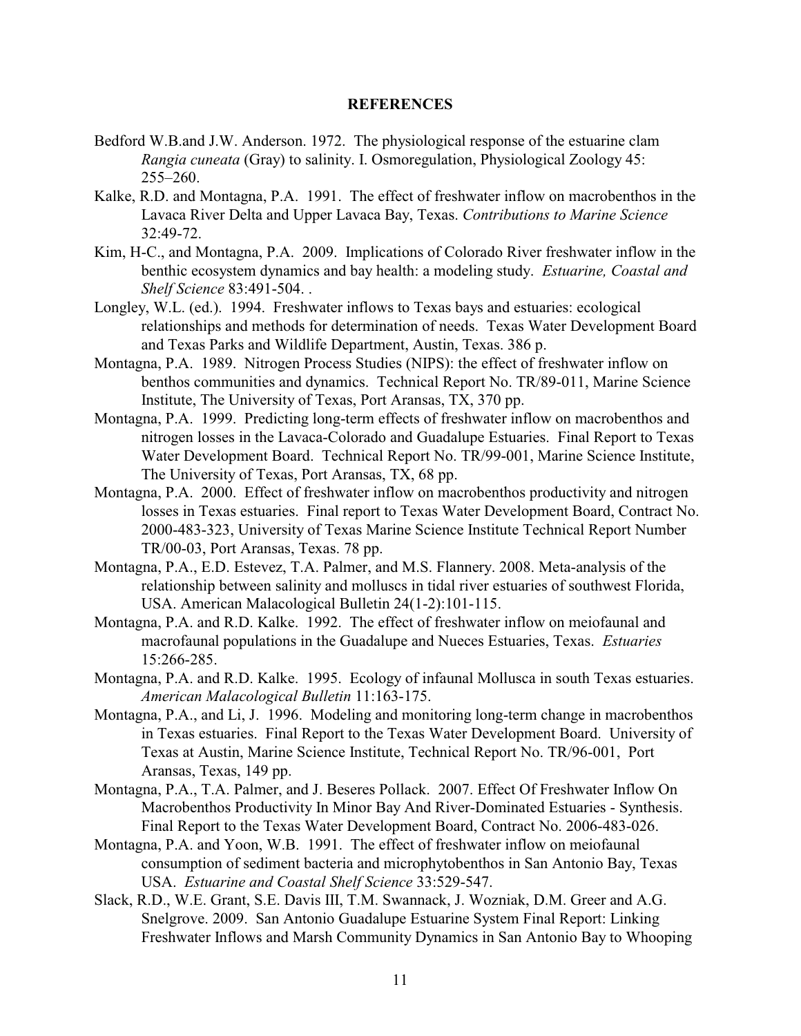## REFERENCES

Bedford W.B.and J.W. Anderson. 1972. The physiological response of the estuarine clam *Rangia cuneata* (Gray) to salinity. I. Osmoregulation, Physiological Zoology 45: 255–260.

Kalke, R.D. and Montagna, P.A. 1991. The effect of freshwater inflow on macrobenthos in the Lavaca River Delta and Upper Lavaca Bay, Texas. *Contributions to Marine Science* 32:49-72.

Kim, H-C., and Montagna, P.A. 2009. Implications of Colorado River freshwater inflow in the benthic ecosystem dynamics and bay health: a modeling study. *Estuarine, Coastal and Shelf Science* 83:491-504. .

Longley, W.L. (ed.). 1994. Freshwater inflows to Texas bays and estuaries: ecological relationships and methods for determination of needs. Texas Water Development Board and Texas Parks and Wildlife Department, Austin, Texas. 386 p.

Montagna, P.A. 1989. Nitrogen Process Studies (NIPS): the effect of freshwater inflow on benthos communities and dynamics. Technical Report No. TR/89-011, Marine Science Institute, The University of Texas, Port Aransas, TX, 370 pp.

Montagna, P.A. 1999. Predicting long-term effects of freshwater inflow on macrobenthos and nitrogen losses in the Lavaca-Colorado and Guadalupe Estuaries. Final Report to Texas Water Development Board. Technical Report No. TR/99-001, Marine Science Institute, The University of Texas, Port Aransas, TX, 68 pp.

Montagna, P.A. 2000. Effect of freshwater inflow on macrobenthos productivity and nitrogen losses in Texas estuaries. Final report to Texas Water Development Board, Contract No. 2000-483-323, University of Texas Marine Science Institute Technical Report Number TR/00-03, Port Aransas, Texas. 78 pp.

Montagna, P.A., E.D. Estevez, T.A. Palmer, and M.S. Flannery. 2008. Meta-analysis of the relationship between salinity and molluscs in tidal river estuaries of southwest Florida, USA. American Malacological Bulletin 24(1-2):101-115.

Montagna, P.A. and R.D. Kalke. 1992. The effect of freshwater inflow on meiofaunal and macrofaunal populations in the Guadalupe and Nueces Estuaries, Texas. *Estuaries* 15:266-285.

Montagna, P.A. and R.D. Kalke. 1995. Ecology of infaunal Mollusca in south Texas estuaries. *American Malacological Bulletin* 11:163-175.

Montagna, P.A., and Li, J. 1996. Modeling and monitoring long-term change in macrobenthos in Texas estuaries. Final Report to the Texas Water Development Board. University of Texas at Austin, Marine Science Institute, Technical Report No. TR/96-001, Port Aransas, Texas, 149 pp.

Montagna, P.A., T.A. Palmer, and J. Beseres Pollack. 2007. Effect Of Freshwater Inflow On Macrobenthos Productivity In Minor Bay And River-Dominated Estuaries - Synthesis. Final Report to the Texas Water Development Board, Contract No. 2006-483-026.

Montagna, P.A. and Yoon, W.B. 1991. The effect of freshwater inflow on meiofaunal consumption of sediment bacteria and microphytobenthos in San Antonio Bay, Texas USA. *Estuarine and Coastal Shelf Science* 33:529-547.

Slack, R.D., W.E. Grant, S.E. Davis III, T.M. Swannack, J. Wozniak, D.M. Greer and A.G. Snelgrove. 2009. San Antonio Guadalupe Estuarine System Final Report: Linking Freshwater Inflows and Marsh Community Dynamics in San Antonio Bay to Whooping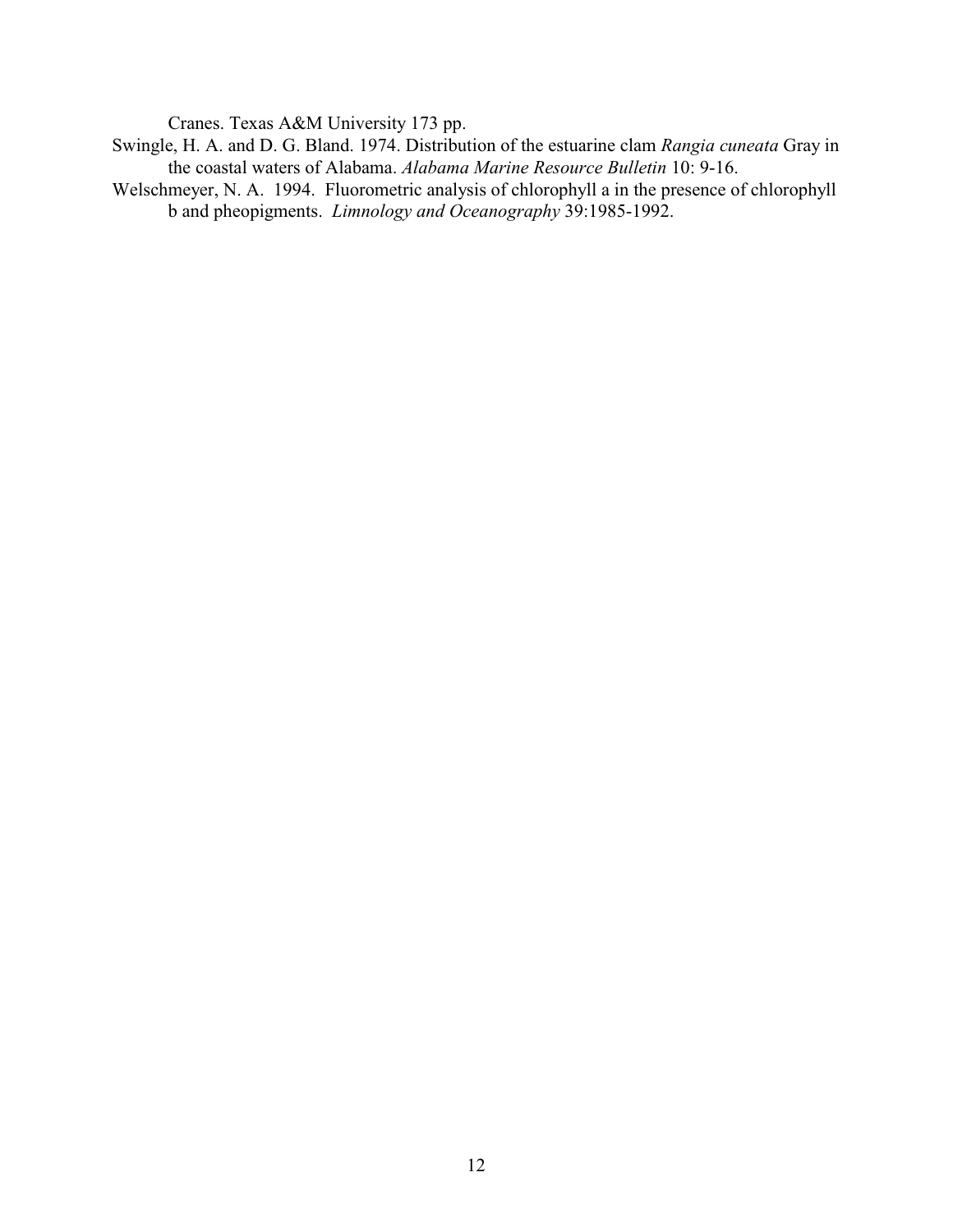Cranes. Texas A&M University 173 pp.

Swingle, H. A. and D. G. Bland. 1974. Distribution of the estuarine clam *Rangia cuneata* Gray in the coastal waters of Alabama. *Alabama Marine Resource Bulletin* 10: 9-16.

Welschmeyer, N. A. 1994. Fluorometric analysis of chlorophyll a in the presence of chlorophyll b and pheopigments. *Limnology and Oceanography* 39:1985-1992.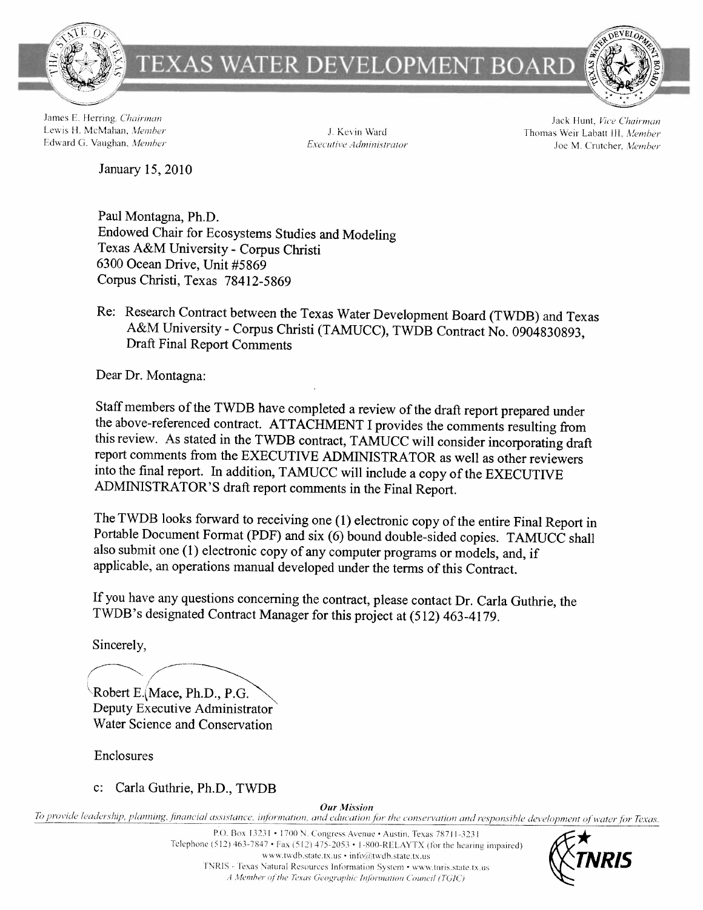# TEXAS WATER DEVELOPMENT BOARD

James E. Herring, *Chairman*
Lewis H. McMahan, *Member*
Edward G. Vaughan, *Member*

J. Kevin Ward
*Executive Administrator*

Jack Hunt, *Vice Chairman*
Thomas Weir Labatt III, *Member*
Joe M. Crutcher, *Member*

January 15, 2010

Paul Montagna, Ph.D.
Endowed Chair for Ecosystems Studies and Modeling
Texas A&M University - Corpus Christi
6300 Ocean Drive, Unit #5869
Corpus Christi, Texas 78412-5869

Re: Research Contract between the Texas Water Development Board (TWDB) and Texas A&M University - Corpus Christi (TAMUCC), TWDB Contract No. 0904830893, Draft Final Report Comments

Dear Dr. Montagna:

Staff members of the TWDB have completed a review of the draft report prepared under the above-referenced contract. ATTACHMENT I provides the comments resulting from this review. As stated in the TWDB contract, TAMUCC will consider incorporating draft report comments from the EXECUTIVE ADMINISTRATOR as well as other reviewers into the final report. In addition, TAMUCC will include a copy of the EXECUTIVE ADMINISTRATOR'S draft report comments in the Final Report.

The TWDB looks forward to receiving one (1) electronic copy of the entire Final Report in Portable Document Format (PDF) and six (6) bound double-sided copies. TAMUCC shall also submit one (1) electronic copy of any computer programs or models, and, if applicable, an operations manual developed under the terms of this Contract.

If you have any questions concerning the contract, please contact Dr. Carla Guthrie, the TWDB's designated Contract Manager for this project at (512) 463-4179.

Sincerely,

Robert E. Mace, Ph.D., P.G.
Deputy Executive Administrator
Water Science and Conservation

Enclosures

c: Carla Guthrie, Ph.D., TWDB

***Our Mission***
*To provide leadership, planning, financial assistance, information, and education for the conservation and responsible development of water for Texas.*

P.O. Box 13231 • 1700 N. Congress Avenue • Austin, Texas 78711-3231
Telephone (512) 463-7847 • Fax (512) 475-2053 • 1-800-RELAYTX (for the hearing impaired)
www.twdb.state.tx.us • info@twdb.state.tx.us
TNRIS - Texas Natural Resources Information System • www.tnris.state.tx.us
*A Member of the Texas Geographic Information Council (TGIC)*

TNRIS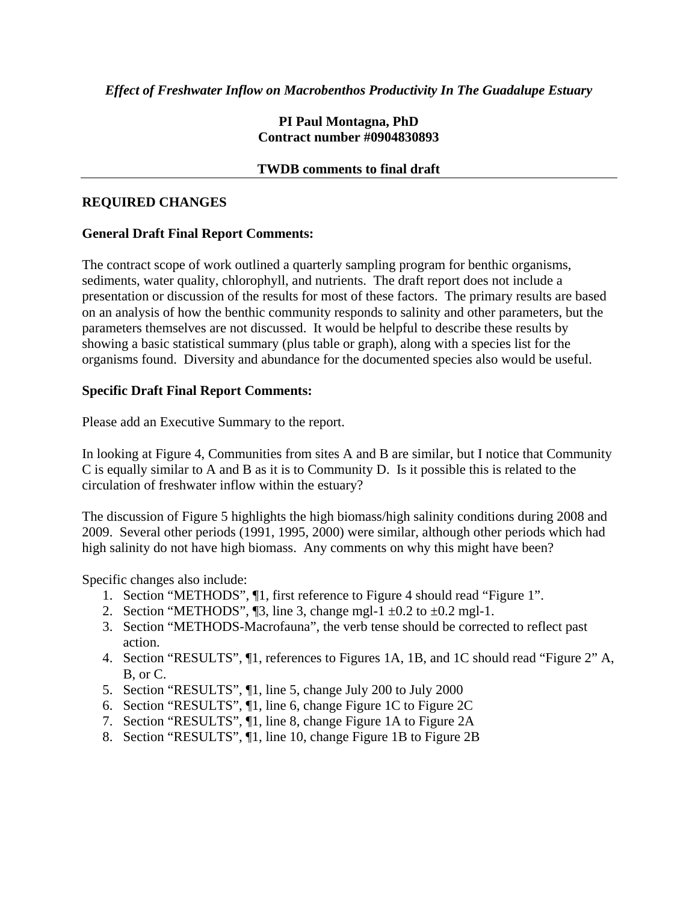*Effect of Freshwater Inflow on Macrobenthos Productivity In The Guadalupe Estuary*

**PI Paul Montagna, PhD**
**Contract number #0904830893**

**TWDB comments to final draft**

---

## REQUIRED CHANGES

### General Draft Final Report Comments:

The contract scope of work outlined a quarterly sampling program for benthic organisms, sediments, water quality, chlorophyll, and nutrients. The draft report does not include a presentation or discussion of the results for most of these factors. The primary results are based on an analysis of how the benthic community responds to salinity and other parameters, but the parameters themselves are not discussed. It would be helpful to describe these results by showing a basic statistical summary (plus table or graph), along with a species list for the organisms found. Diversity and abundance for the documented species also would be useful.

### Specific Draft Final Report Comments:

Please add an Executive Summary to the report.

In looking at Figure 4, Communities from sites A and B are similar, but I notice that Community C is equally similar to A and B as it is to Community D. Is it possible this is related to the circulation of freshwater inflow within the estuary?

The discussion of Figure 5 highlights the high biomass/high salinity conditions during 2008 and 2009. Several other periods (1991, 1995, 2000) were similar, although other periods which had high salinity do not have high biomass. Any comments on why this might have been?

Specific changes also include:

1. Section "METHODS", ¶1, first reference to Figure 4 should read "Figure 1".
2. Section "METHODS", ¶3, line 3, change mgl-1 ±0.2 to ±0.2 mgl-1.
3. Section "METHODS-Macrofauna", the verb tense should be corrected to reflect past action.
4. Section "RESULTS", ¶1, references to Figures 1A, 1B, and 1C should read "Figure 2" A, B, or C.
5. Section "RESULTS", ¶1, line 5, change July 200 to July 2000
6. Section "RESULTS", ¶1, line 6, change Figure 1C to Figure 2C
7. Section "RESULTS", ¶1, line 8, change Figure 1A to Figure 2A
8. Section "RESULTS", ¶1, line 10, change Figure 1B to Figure 2B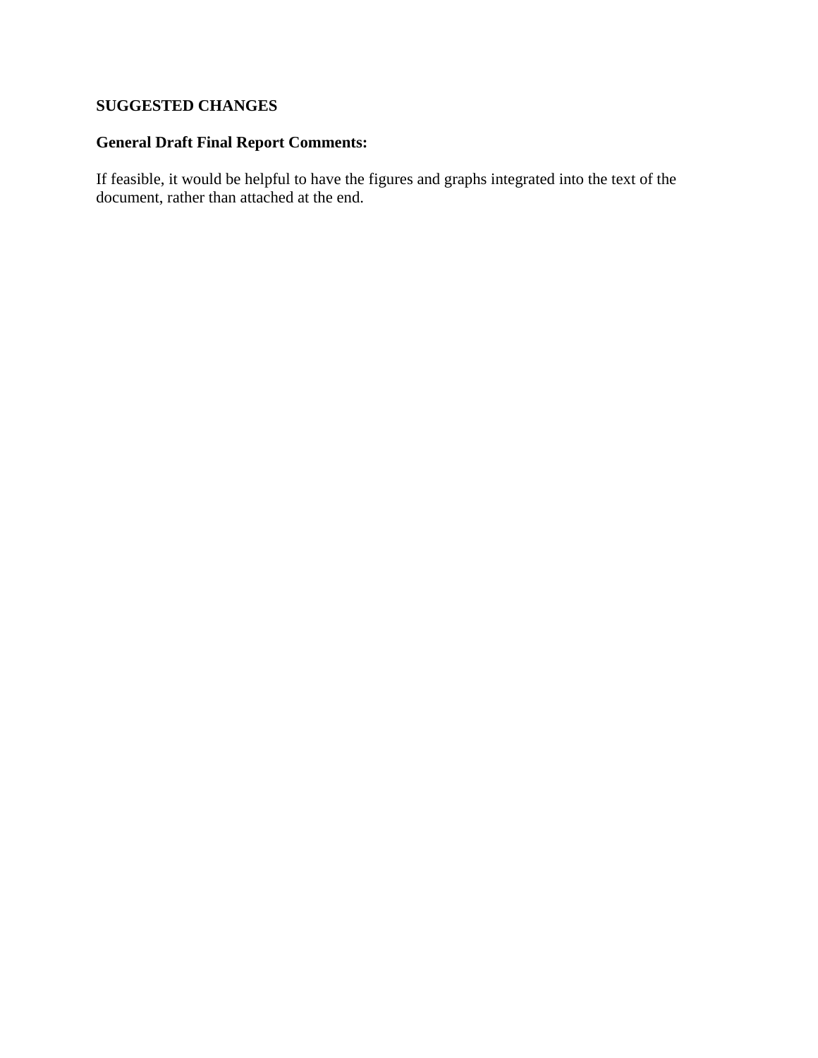**SUGGESTED CHANGES**

**General Draft Final Report Comments:**

If feasible, it would be helpful to have the figures and graphs integrated into the text of the document, rather than attached at the end.